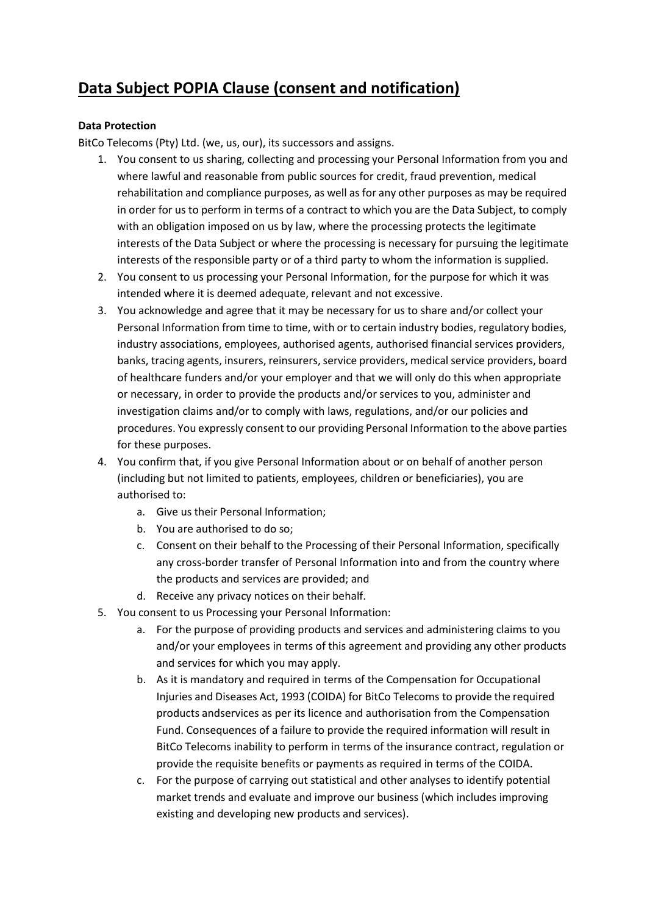# Data Subject POPIA Clause (consent and notification)

**Data Protection**

BitCo Telecoms (Pty) Ltd. (we, us, our), its successors and assigns.

1. You consent to us sharing, collecting and processing your Personal Information from you and where lawful and reasonable from public sources for credit, fraud prevention, medical rehabilitation and compliance purposes, as well as for any other purposes as may be required in order for us to perform in terms of a contract to which you are the Data Subject, to comply with an obligation imposed on us by law, where the processing protects the legitimate interests of the Data Subject or where the processing is necessary for pursuing the legitimate interests of the responsible party or of a third party to whom the information is supplied.
2. You consent to us processing your Personal Information, for the purpose for which it was intended where it is deemed adequate, relevant and not excessive.
3. You acknowledge and agree that it may be necessary for us to share and/or collect your Personal Information from time to time, with or to certain industry bodies, regulatory bodies, industry associations, employees, authorised agents, authorised financial services providers, banks, tracing agents, insurers, reinsurers, service providers, medical service providers, board of healthcare funders and/or your employer and that we will only do this when appropriate or necessary, in order to provide the products and/or services to you, administer and investigation claims and/or to comply with laws, regulations, and/or our policies and procedures. You expressly consent to our providing Personal Information to the above parties for these purposes.
4. You confirm that, if you give Personal Information about or on behalf of another person (including but not limited to patients, employees, children or beneficiaries), you are authorised to:
    a. Give us their Personal Information;
    b. You are authorised to do so;
    c. Consent on their behalf to the Processing of their Personal Information, specifically any cross-border transfer of Personal Information into and from the country where the products and services are provided; and
    d. Receive any privacy notices on their behalf.
5. You consent to us Processing your Personal Information:
    a. For the purpose of providing products and services and administering claims to you and/or your employees in terms of this agreement and providing any other products and services for which you may apply.
    b. As it is mandatory and required in terms of the Compensation for Occupational Injuries and Diseases Act, 1993 (COIDA) for BitCo Telecoms to provide the required products andservices as per its licence and authorisation from the Compensation Fund. Consequences of a failure to provide the required information will result in BitCo Telecoms inability to perform in terms of the insurance contract, regulation or provide the requisite benefits or payments as required in terms of the COIDA.
    c. For the purpose of carrying out statistical and other analyses to identify potential market trends and evaluate and improve our business (which includes improving existing and developing new products and services).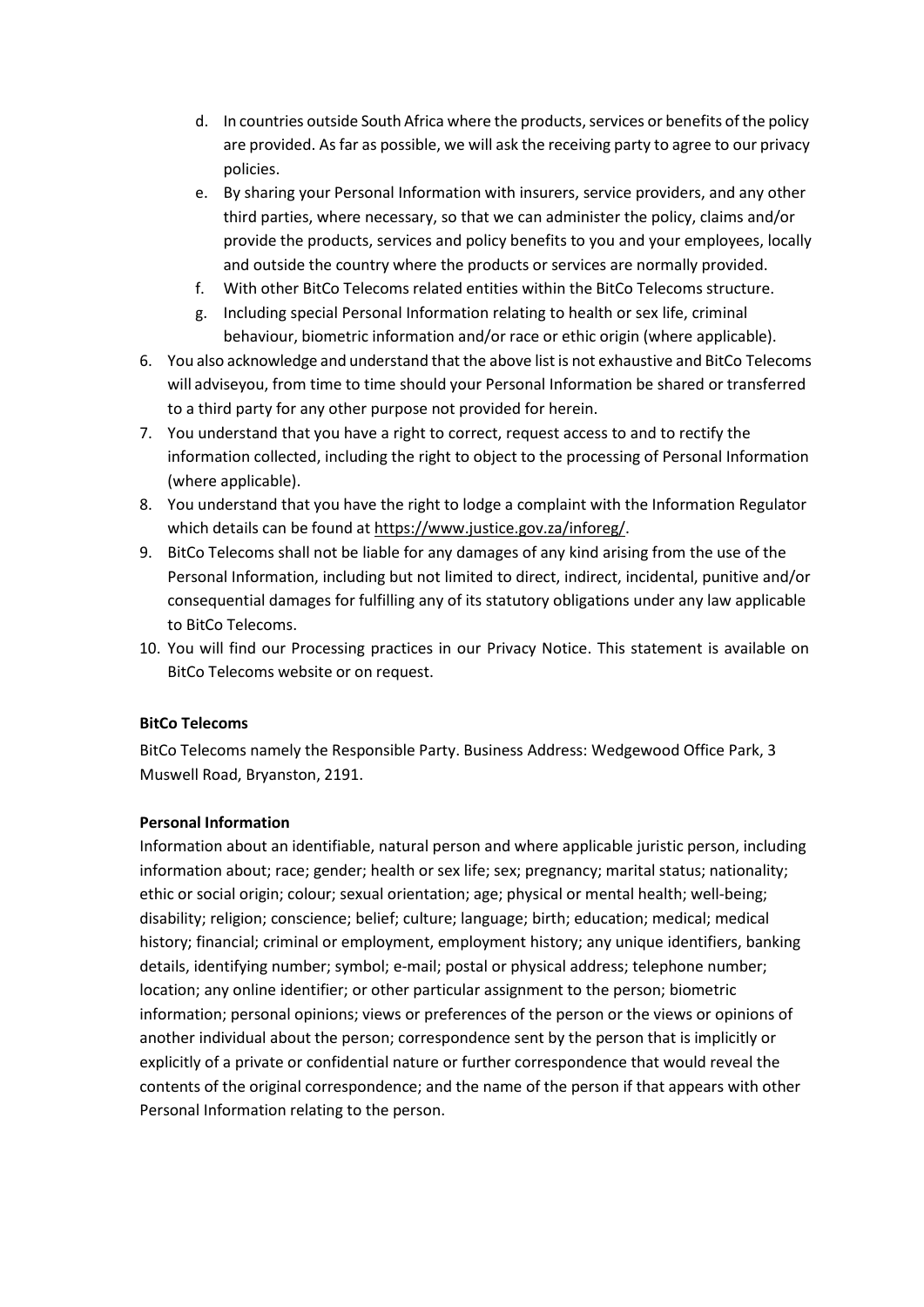d. In countries outside South Africa where the products, services or benefits of the policy are provided. As far as possible, we will ask the receiving party to agree to our privacy policies.
e. By sharing your Personal Information with insurers, service providers, and any other third parties, where necessary, so that we can administer the policy, claims and/or provide the products, services and policy benefits to you and your employees, locally and outside the country where the products or services are normally provided.
f. With other BitCo Telecoms related entities within the BitCo Telecoms structure.
g. Including special Personal Information relating to health or sex life, criminal behaviour, biometric information and/or race or ethic origin (where applicable).

6. You also acknowledge and understand that the above list is not exhaustive and BitCo Telecoms will adviseyou, from time to time should your Personal Information be shared or transferred to a third party for any other purpose not provided for herein.
7. You understand that you have a right to correct, request access to and to rectify the information collected, including the right to object to the processing of Personal Information (where applicable).
8. You understand that you have the right to lodge a complaint with the Information Regulator which details can be found at https://www.justice.gov.za/inforeg/.
9. BitCo Telecoms shall not be liable for any damages of any kind arising from the use of the Personal Information, including but not limited to direct, indirect, incidental, punitive and/or consequential damages for fulfilling any of its statutory obligations under any law applicable to BitCo Telecoms.
10. You will find our Processing practices in our Privacy Notice. This statement is available on BitCo Telecoms website or on request.

**BitCo Telecoms**

BitCo Telecoms namely the Responsible Party. Business Address: Wedgewood Office Park, 3 Muswell Road, Bryanston, 2191.

**Personal Information**

Information about an identifiable, natural person and where applicable juristic person, including information about; race; gender; health or sex life; sex; pregnancy; marital status; nationality; ethic or social origin; colour; sexual orientation; age; physical or mental health; well-being; disability; religion; conscience; belief; culture; language; birth; education; medical; medical history; financial; criminal or employment, employment history; any unique identifiers, banking details, identifying number; symbol; e-mail; postal or physical address; telephone number; location; any online identifier; or other particular assignment to the person; biometric information; personal opinions; views or preferences of the person or the views or opinions of another individual about the person; correspondence sent by the person that is implicitly or explicitly of a private or confidential nature or further correspondence that would reveal the contents of the original correspondence; and the name of the person if that appears with other Personal Information relating to the person.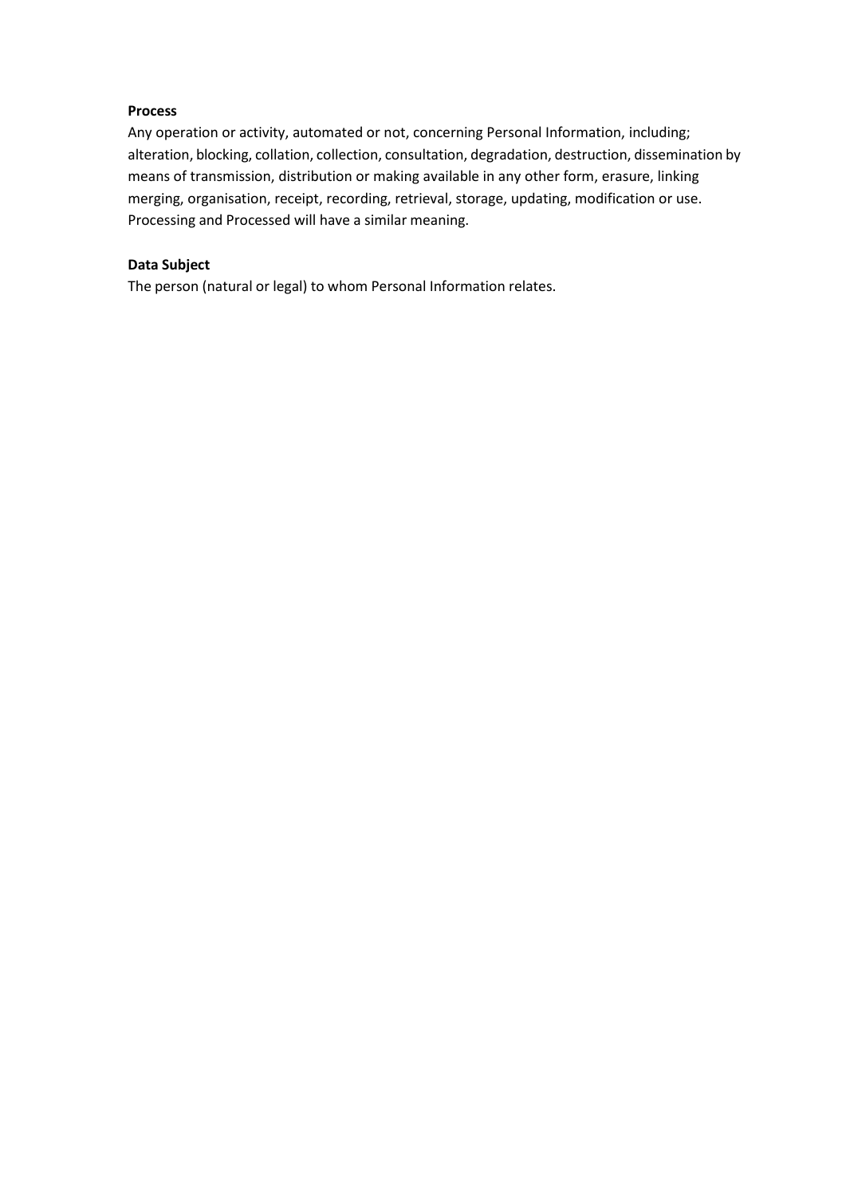**Process**

Any operation or activity, automated or not, concerning Personal Information, including; alteration, blocking, collation, collection, consultation, degradation, destruction, dissemination by means of transmission, distribution or making available in any other form, erasure, linking merging, organisation, receipt, recording, retrieval, storage, updating, modification or use. Processing and Processed will have a similar meaning.

**Data Subject**

The person (natural or legal) to whom Personal Information relates.